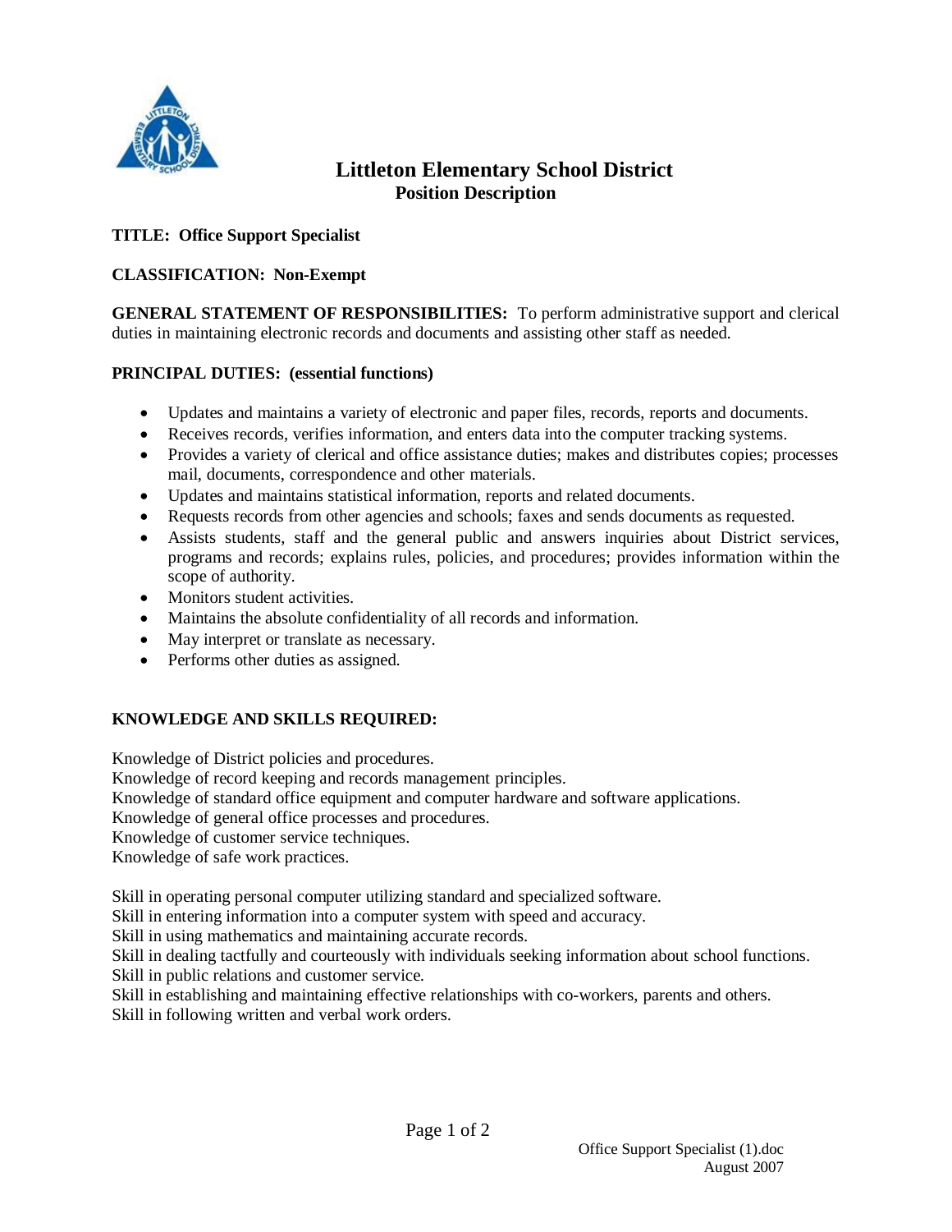# Littleton Elementary School District

## Position Description

**TITLE: Office Support Specialist**

**CLASSIFICATION: Non-Exempt**

**GENERAL STATEMENT OF RESPONSIBILITIES:** To perform administrative support and clerical duties in maintaining electronic records and documents and assisting other staff as needed.

**PRINCIPAL DUTIES: (essential functions)**

- Updates and maintains a variety of electronic and paper files, records, reports and documents.
- Receives records, verifies information, and enters data into the computer tracking systems.
- Provides a variety of clerical and office assistance duties; makes and distributes copies; processes mail, documents, correspondence and other materials.
- Updates and maintains statistical information, reports and related documents.
- Requests records from other agencies and schools; faxes and sends documents as requested.
- Assists students, staff and the general public and answers inquiries about District services, programs and records; explains rules, policies, and procedures; provides information within the scope of authority.
- Monitors student activities.
- Maintains the absolute confidentiality of all records and information.
- May interpret or translate as necessary.
- Performs other duties as assigned.

**KNOWLEDGE AND SKILLS REQUIRED:**

Knowledge of District policies and procedures.
Knowledge of record keeping and records management principles.
Knowledge of standard office equipment and computer hardware and software applications.
Knowledge of general office processes and procedures.
Knowledge of customer service techniques.
Knowledge of safe work practices.

Skill in operating personal computer utilizing standard and specialized software.
Skill in entering information into a computer system with speed and accuracy.
Skill in using mathematics and maintaining accurate records.
Skill in dealing tactfully and courteously with individuals seeking information about school functions.
Skill in public relations and customer service.
Skill in establishing and maintaining effective relationships with co-workers, parents and others.
Skill in following written and verbal work orders.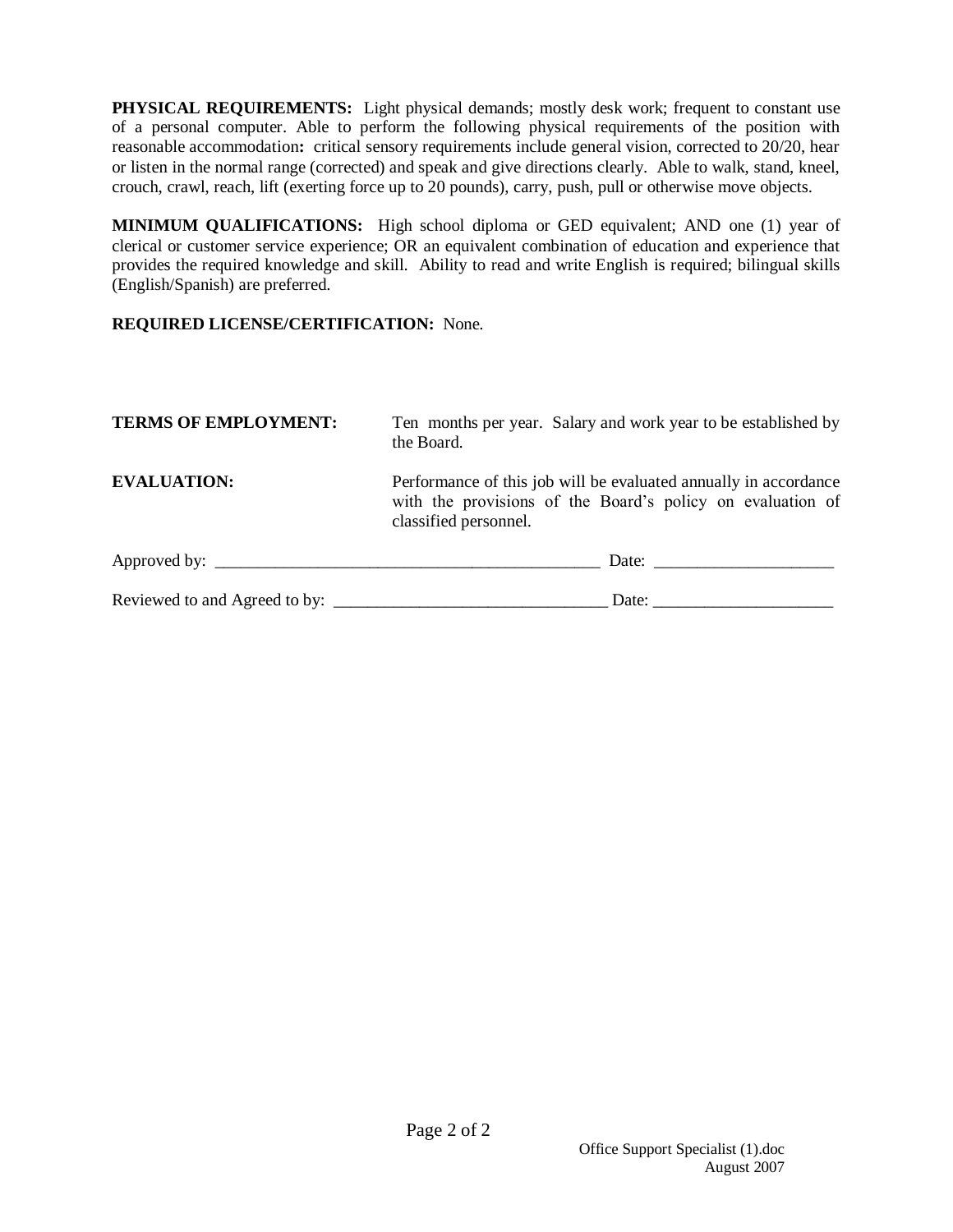**PHYSICAL REQUIREMENTS:** Light physical demands; mostly desk work; frequent to constant use of a personal computer. Able to perform the following physical requirements of the position with reasonable accommodation**:** critical sensory requirements include general vision, corrected to 20/20, hear or listen in the normal range (corrected) and speak and give directions clearly. Able to walk, stand, kneel, crouch, crawl, reach, lift (exerting force up to 20 pounds), carry, push, pull or otherwise move objects.

**MINIMUM QUALIFICATIONS:** High school diploma or GED equivalent; AND one (1) year of clerical or customer service experience; OR an equivalent combination of education and experience that provides the required knowledge and skill. Ability to read and write English is required; bilingual skills (English/Spanish) are preferred.

**REQUIRED LICENSE/CERTIFICATION:** None.

**TERMS OF EMPLOYMENT:** Ten months per year. Salary and work year to be established by the Board.

**EVALUATION:** Performance of this job will be evaluated annually in accordance with the provisions of the Board's policy on evaluation of classified personnel.

Approved by: _______________________________________________ Date: _____________________

Reviewed to and Agreed to by: ________________________________ Date: _____________________

Office Support Specialist (1).doc
August 2007